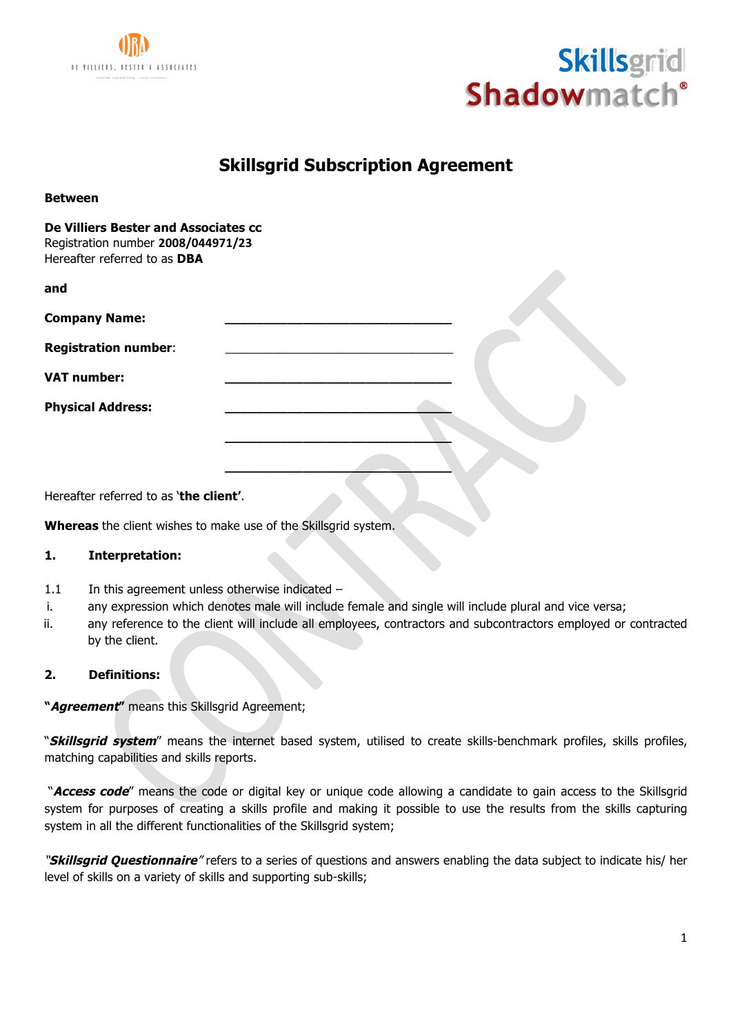# Skillsgrid Subscription Agreement

**Between**

**De Villiers Bester and Associates cc**
Registration number **2008/044971/23**
Hereafter referred to as **DBA**

**and**

**Company Name:** ________________________________

**Registration number**: ________________________________

**VAT number:** ________________________________

**Physical Address:** ________________________________

________________________________

________________________________

Hereafter referred to as '**the client**'.

**Whereas** the client wishes to make use of the Skillsgrid system.

## 1. Interpretation:

1.1 In this agreement unless otherwise indicated –

i. any expression which denotes male will include female and single will include plural and vice versa;

ii. any reference to the client will include all employees, contractors and subcontractors employed or contracted by the client.

## 2. Definitions:

**"*Agreement*"** means this Skillsgrid Agreement;

"***Skillsgrid system***" means the internet based system, utilised to create skills-benchmark profiles, skills profiles, matching capabilities and skills reports.

"***Access code***" means the code or digital key or unique code allowing a candidate to gain access to the Skillsgrid system for purposes of creating a skills profile and making it possible to use the results from the skills capturing system in all the different functionalities of the Skillsgrid system;

"***Skillsgrid Questionnaire***" refers to a series of questions and answers enabling the data subject to indicate his/ her level of skills on a variety of skills and supporting sub-skills;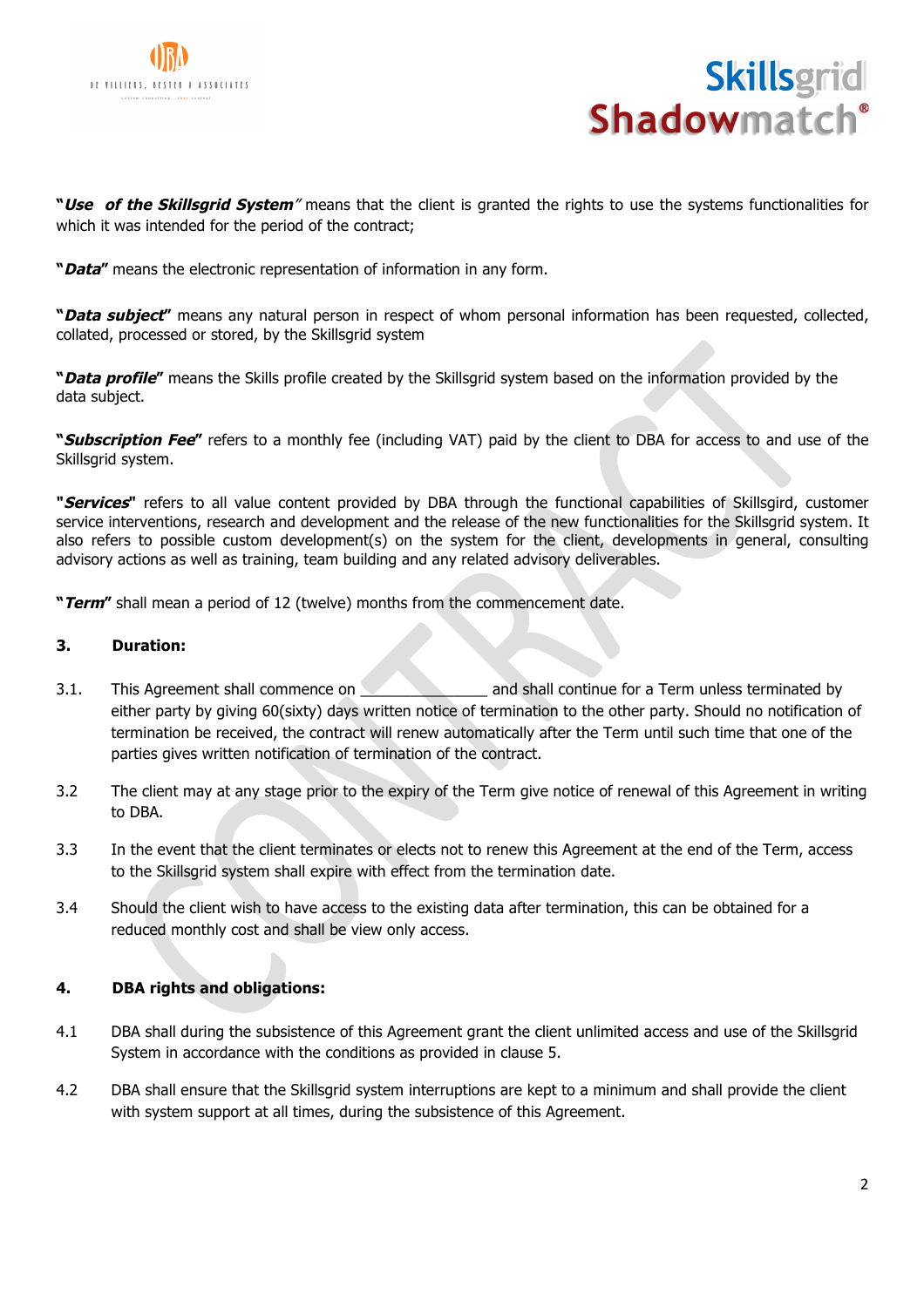**"*Use of the Skillsgrid System*"** means that the client is granted the rights to use the systems functionalities for which it was intended for the period of the contract;

**"*Data*"** means the electronic representation of information in any form.

**"*Data subject*"** means any natural person in respect of whom personal information has been requested, collected, collated, processed or stored, by the Skillsgrid system

**"*Data profile*"** means the Skills profile created by the Skillsgrid system based on the information provided by the data subject.

**"*Subscription Fee*"** refers to a monthly fee (including VAT) paid by the client to DBA for access to and use of the Skillsgrid system.

**"*Services*"** refers to all value content provided by DBA through the functional capabilities of Skillsgrid, customer service interventions, research and development and the release of the new functionalities for the Skillsgrid system. It also refers to possible custom development(s) on the system for the client, developments in general, consulting advisory actions as well as training, team building and any related advisory deliverables.

**"*Term*"** shall mean a period of 12 (twelve) months from the commencement date.

## 3. Duration:

3.1. This Agreement shall commence on _______________ and shall continue for a Term unless terminated by either party by giving 60(sixty) days written notice of termination to the other party. Should no notification of termination be received, the contract will renew automatically after the Term until such time that one of the parties gives written notification of termination of the contract.

3.2 The client may at any stage prior to the expiry of the Term give notice of renewal of this Agreement in writing to DBA.

3.3 In the event that the client terminates or elects not to renew this Agreement at the end of the Term, access to the Skillsgrid system shall expire with effect from the termination date.

3.4 Should the client wish to have access to the existing data after termination, this can be obtained for a reduced monthly cost and shall be view only access.

## 4. DBA rights and obligations:

4.1 DBA shall during the subsistence of this Agreement grant the client unlimited access and use of the Skillsgrid System in accordance with the conditions as provided in clause 5.

4.2 DBA shall ensure that the Skillsgrid system interruptions are kept to a minimum and shall provide the client with system support at all times, during the subsistence of this Agreement.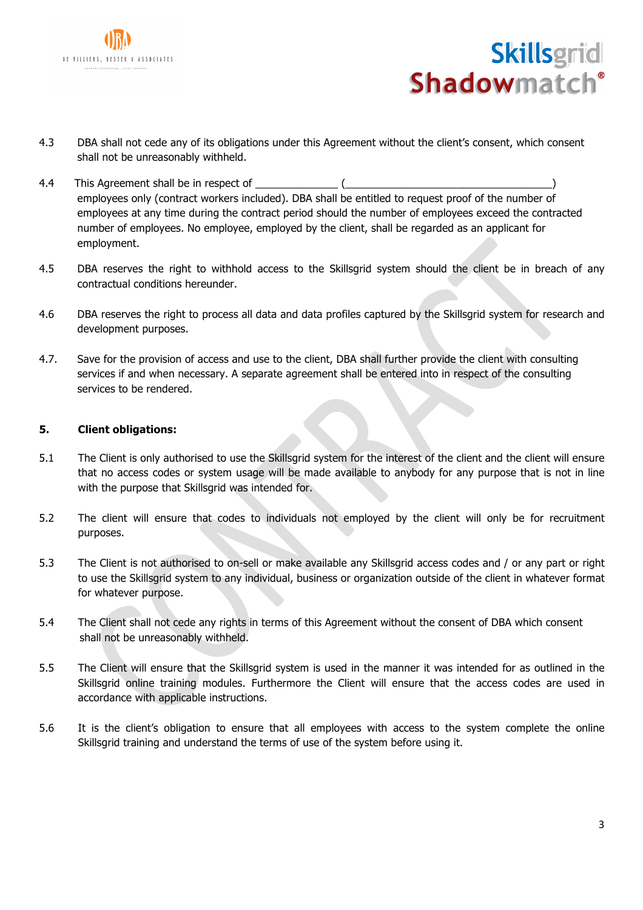4.3 DBA shall not cede any of its obligations under this Agreement without the client's consent, which consent shall not be unreasonably withheld.

4.4 This Agreement shall be in respect of ______________ (____________________________________) employees only (contract workers included). DBA shall be entitled to request proof of the number of employees at any time during the contract period should the number of employees exceed the contracted number of employees. No employee, employed by the client, shall be regarded as an applicant for employment.

4.5 DBA reserves the right to withhold access to the Skillsgrid system should the client be in breach of any contractual conditions hereunder.

4.6 DBA reserves the right to process all data and data profiles captured by the Skillsgrid system for research and development purposes.

4.7. Save for the provision of access and use to the client, DBA shall further provide the client with consulting services if and when necessary. A separate agreement shall be entered into in respect of the consulting services to be rendered.

**5. Client obligations:**

5.1 The Client is only authorised to use the Skillsgrid system for the interest of the client and the client will ensure that no access codes or system usage will be made available to anybody for any purpose that is not in line with the purpose that Skillsgrid was intended for.

5.2 The client will ensure that codes to individuals not employed by the client will only be for recruitment purposes.

5.3 The Client is not authorised to on-sell or make available any Skillsgrid access codes and / or any part or right to use the Skillsgrid system to any individual, business or organization outside of the client in whatever format for whatever purpose.

5.4 The Client shall not cede any rights in terms of this Agreement without the consent of DBA which consent shall not be unreasonably withheld.

5.5 The Client will ensure that the Skillsgrid system is used in the manner it was intended for as outlined in the Skillsgrid online training modules. Furthermore the Client will ensure that the access codes are used in accordance with applicable instructions.

5.6 It is the client's obligation to ensure that all employees with access to the system complete the online Skillsgrid training and understand the terms of use of the system before using it.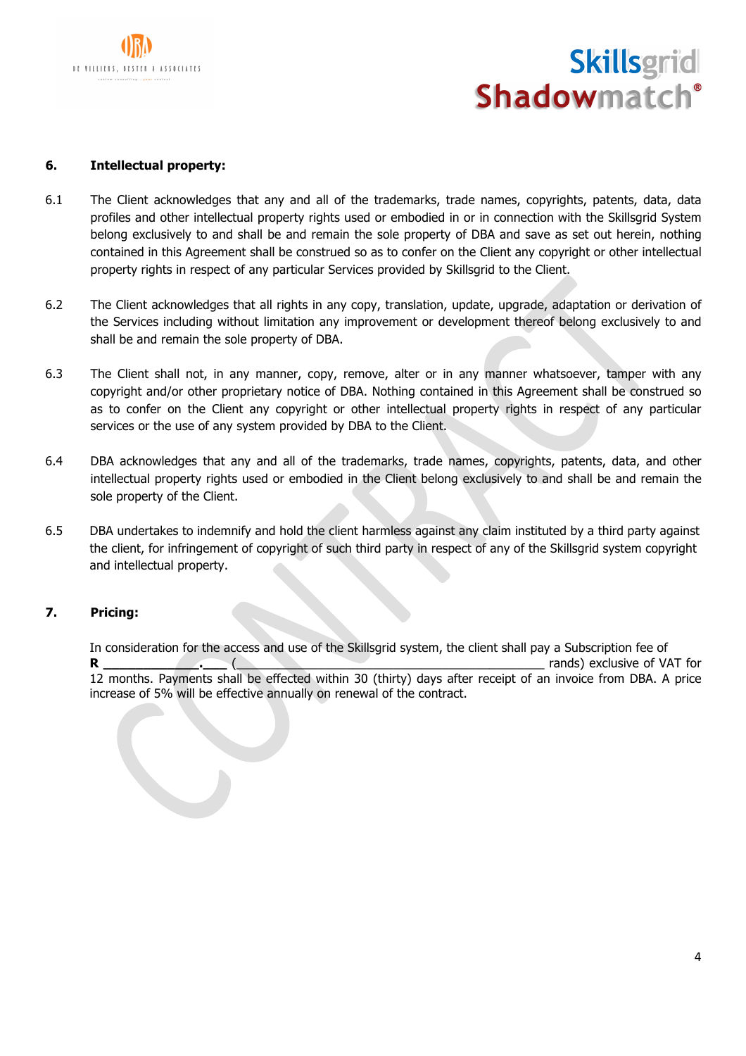## 6. Intellectual property:

6.1 The Client acknowledges that any and all of the trademarks, trade names, copyrights, patents, data, data profiles and other intellectual property rights used or embodied in or in connection with the Skillsgrid System belong exclusively to and shall be and remain the sole property of DBA and save as set out herein, nothing contained in this Agreement shall be construed so as to confer on the Client any copyright or other intellectual property rights in respect of any particular Services provided by Skillsgrid to the Client.

6.2 The Client acknowledges that all rights in any copy, translation, update, upgrade, adaptation or derivation of the Services including without limitation any improvement or development thereof belong exclusively to and shall be and remain the sole property of DBA.

6.3 The Client shall not, in any manner, copy, remove, alter or in any manner whatsoever, tamper with any copyright and/or other proprietary notice of DBA. Nothing contained in this Agreement shall be construed so as to confer on the Client any copyright or other intellectual property rights in respect of any particular services or the use of any system provided by DBA to the Client.

6.4 DBA acknowledges that any and all of the trademarks, trade names, copyrights, patents, data, and other intellectual property rights used or embodied in the Client belong exclusively to and shall be and remain the sole property of the Client.

6.5 DBA undertakes to indemnify and hold the client harmless against any claim instituted by a third party against the client, for infringement of copyright of such third party in respect of any of the Skillsgrid system copyright and intellectual property.

## 7. Pricing:

In consideration for the access and use of the Skillsgrid system, the client shall pay a Subscription fee of **R** _____________.____ (_____________________________________________ rands) exclusive of VAT for 12 months. Payments shall be effected within 30 (thirty) days after receipt of an invoice from DBA. A price increase of 5% will be effective annually on renewal of the contract.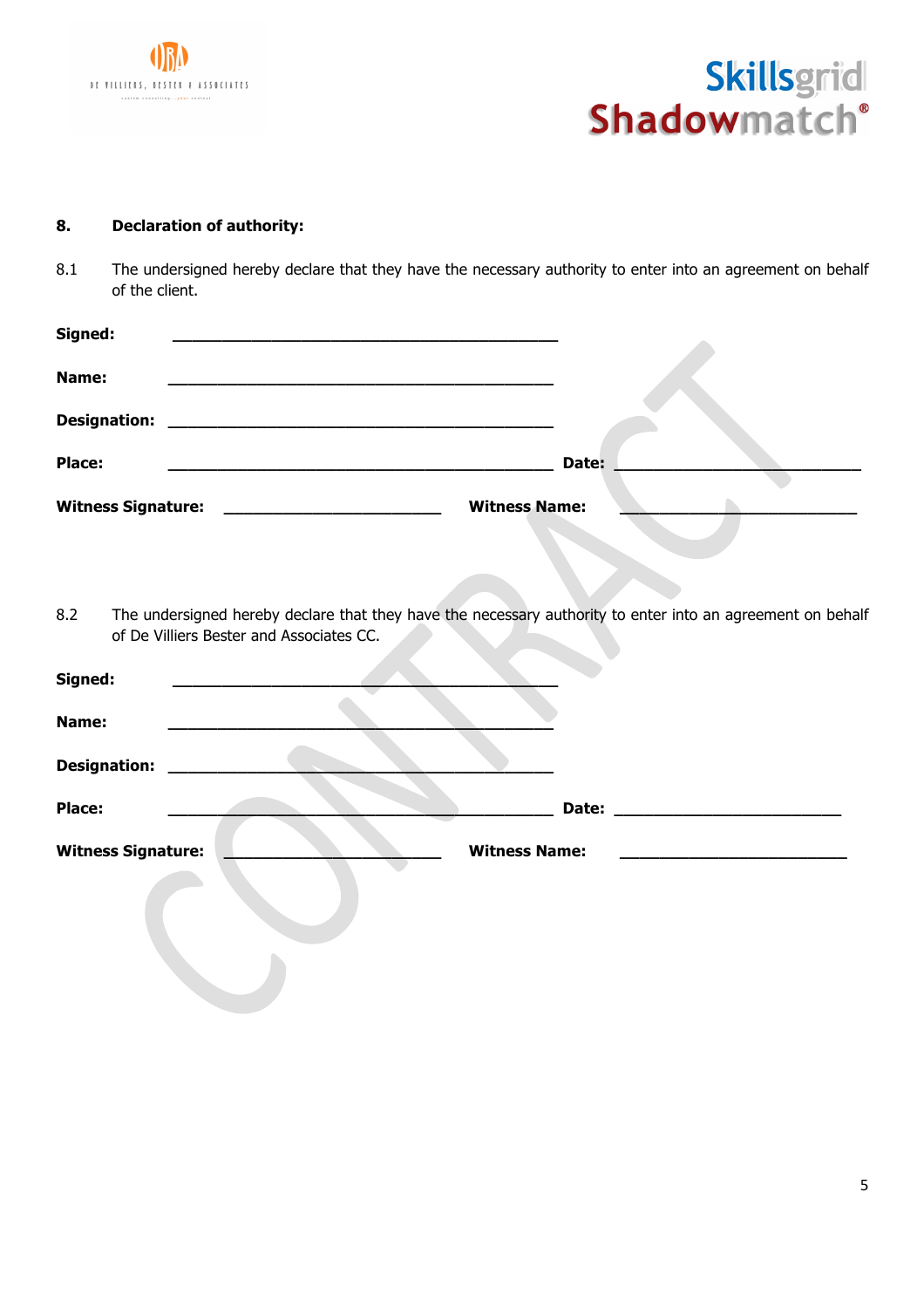### 8. Declaration of authority:

8.1 The undersigned hereby declare that they have the necessary authority to enter into an agreement on behalf of the client.

**Signed:** ____________________________________________

**Name:** ____________________________________________

**Designation:** ____________________________________________

**Place:** ____________________________________________ **Date:** ____________________________

**Witness Signature:** _________________________ **Witness Name:** ____________________________

8.2 The undersigned hereby declare that they have the necessary authority to enter into an agreement on behalf of De Villiers Bester and Associates CC.

**Signed:** ____________________________________________

**Name:** ____________________________________________

**Designation:** ____________________________________________

**Place:** ____________________________________________ **Date:** __________________________

**Witness Signature:** _________________________ **Witness Name:** __________________________